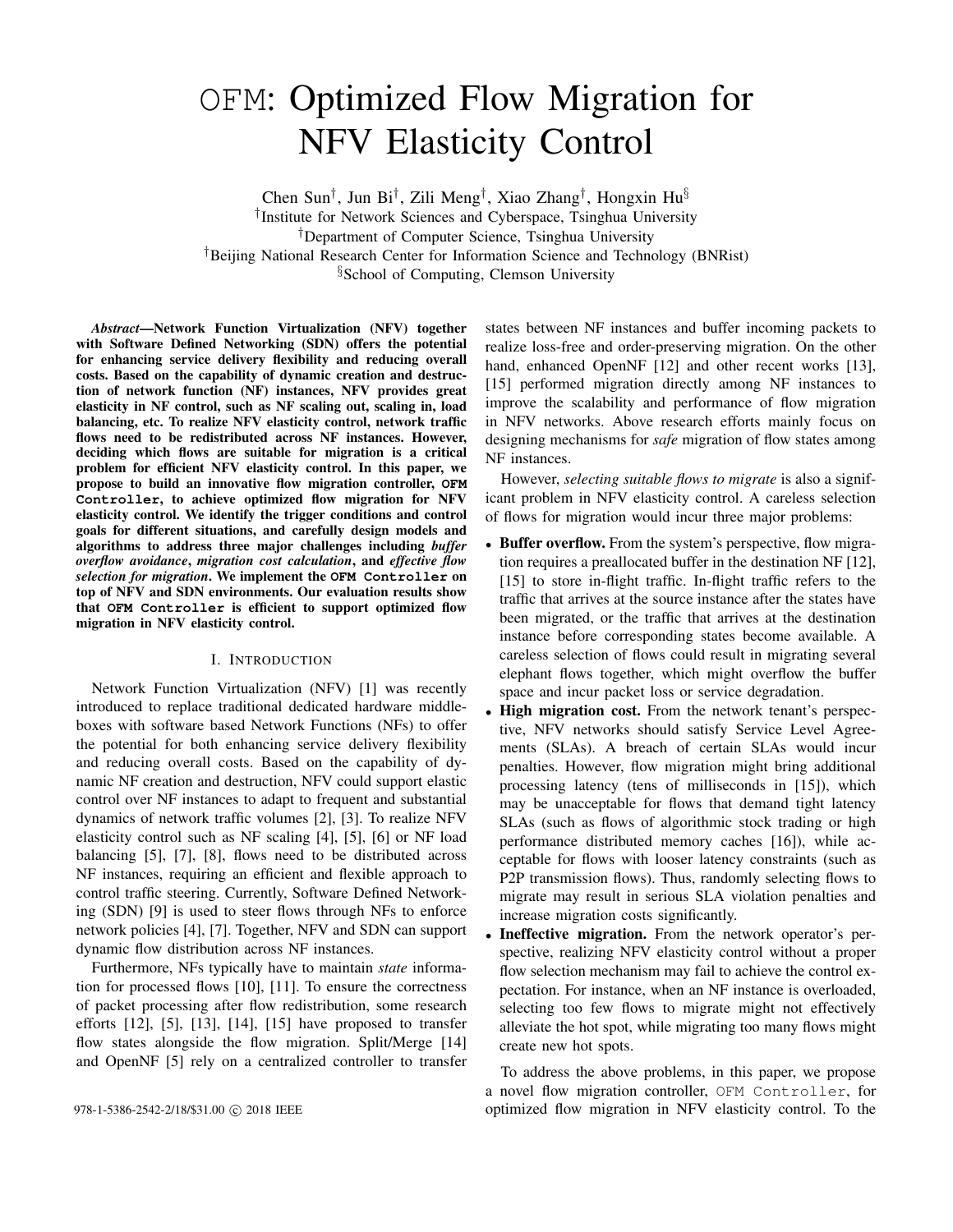# OFM: Optimized Flow Migration for NFV Elasticity Control

Chen Sun[†], Jun Bi[†], Zili Meng[†], Xiao Zhang[†], Hongxin Hu[§]

[†]Institute for Network Sciences and Cyberspace, Tsinghua University
[†]Department of Computer Science, Tsinghua University
[†]Beijing National Research Center for Information Science and Technology (BNRist)
[§]School of Computing, Clemson University

***Abstract*—Network Function Virtualization (NFV) together with Software Defined Networking (SDN) offers the potential for enhancing service delivery flexibility and reducing overall costs. Based on the capability of dynamic creation and destruction of network function (NF) instances, NFV provides great elasticity in NF control, such as NF scaling out, scaling in, load balancing, etc. To realize NFV elasticity control, network traffic flows need to be redistributed across NF instances. However, deciding which flows are suitable for migration is a critical problem for efficient NFV elasticity control. In this paper, we propose to build an innovative flow migration controller, `OFM Controller`, to achieve optimized flow migration for NFV elasticity control. We identify the trigger conditions and control goals for different situations, and carefully design models and algorithms to address three major challenges including *buffer overflow avoidance*, *migration cost calculation*, and *effective flow selection for migration*. We implement the `OFM Controller` on top of NFV and SDN environments. Our evaluation results show that `OFM Controller` is efficient to support optimized flow migration in NFV elasticity control.**

## I. Introduction

Network Function Virtualization (NFV) [1] was recently introduced to replace traditional dedicated hardware middleboxes with software based Network Functions (NFs) to offer the potential for both enhancing service delivery flexibility and reducing overall costs. Based on the capability of dynamic NF creation and destruction, NFV could support elastic control over NF instances to adapt to frequent and substantial dynamics of network traffic volumes [2], [3]. To realize NFV elasticity control such as NF scaling [4], [5], [6] or NF load balancing [5], [7], [8], flows need to be distributed across NF instances, requiring an efficient and flexible approach to control traffic steering. Currently, Software Defined Networking (SDN) [9] is used to steer flows through NFs to enforce network policies [4], [7]. Together, NFV and SDN can support dynamic flow distribution across NF instances.

Furthermore, NFs typically have to maintain *state* information for processed flows [10], [11]. To ensure the correctness of packet processing after flow redistribution, some research efforts [12], [5], [13], [14], [15] have proposed to transfer flow states alongside the flow migration. Split/Merge [14] and OpenNF [5] rely on a centralized controller to transfer states between NF instances and buffer incoming packets to realize loss-free and order-preserving migration. On the other hand, enhanced OpenNF [12] and other recent works [13], [15] performed migration directly among NF instances to improve the scalability and performance of flow migration in NFV networks. Above research efforts mainly focus on designing mechanisms for *safe* migration of flow states among NF instances.

However, *selecting suitable flows to migrate* is also a significant problem in NFV elasticity control. A careless selection of flows for migration would incur three major problems:

- **Buffer overflow.** From the system's perspective, flow migration requires a preallocated buffer in the destination NF [12], [15] to store in-flight traffic. In-flight traffic refers to the traffic that arrives at the source instance after the states have been migrated, or the traffic that arrives at the destination instance before corresponding states become available. A careless selection of flows could result in migrating several elephant flows together, which might overflow the buffer space and incur packet loss or service degradation.
- **High migration cost.** From the network tenant's perspective, NFV networks should satisfy Service Level Agreements (SLAs). A breach of certain SLAs would incur penalties. However, flow migration might bring additional processing latency (tens of milliseconds in [15]), which may be unacceptable for flows that demand tight latency SLAs (such as flows of algorithmic stock trading or high performance distributed memory caches [16]), while acceptable for flows with looser latency constraints (such as P2P transmission flows). Thus, randomly selecting flows to migrate may result in serious SLA violation penalties and increase migration costs significantly.
- **Ineffective migration.** From the network operator's perspective, realizing NFV elasticity control without a proper flow selection mechanism may fail to achieve the control expectation. For instance, when an NF instance is overloaded, selecting too few flows to migrate might not effectively alleviate the hot spot, while migrating too many flows might create new hot spots.

To address the above problems, in this paper, we propose a novel flow migration controller, `OFM Controller`, for optimized flow migration in NFV elasticity control. To the

978-1-5386-2542-2/18/$31.00 © 2018 IEEE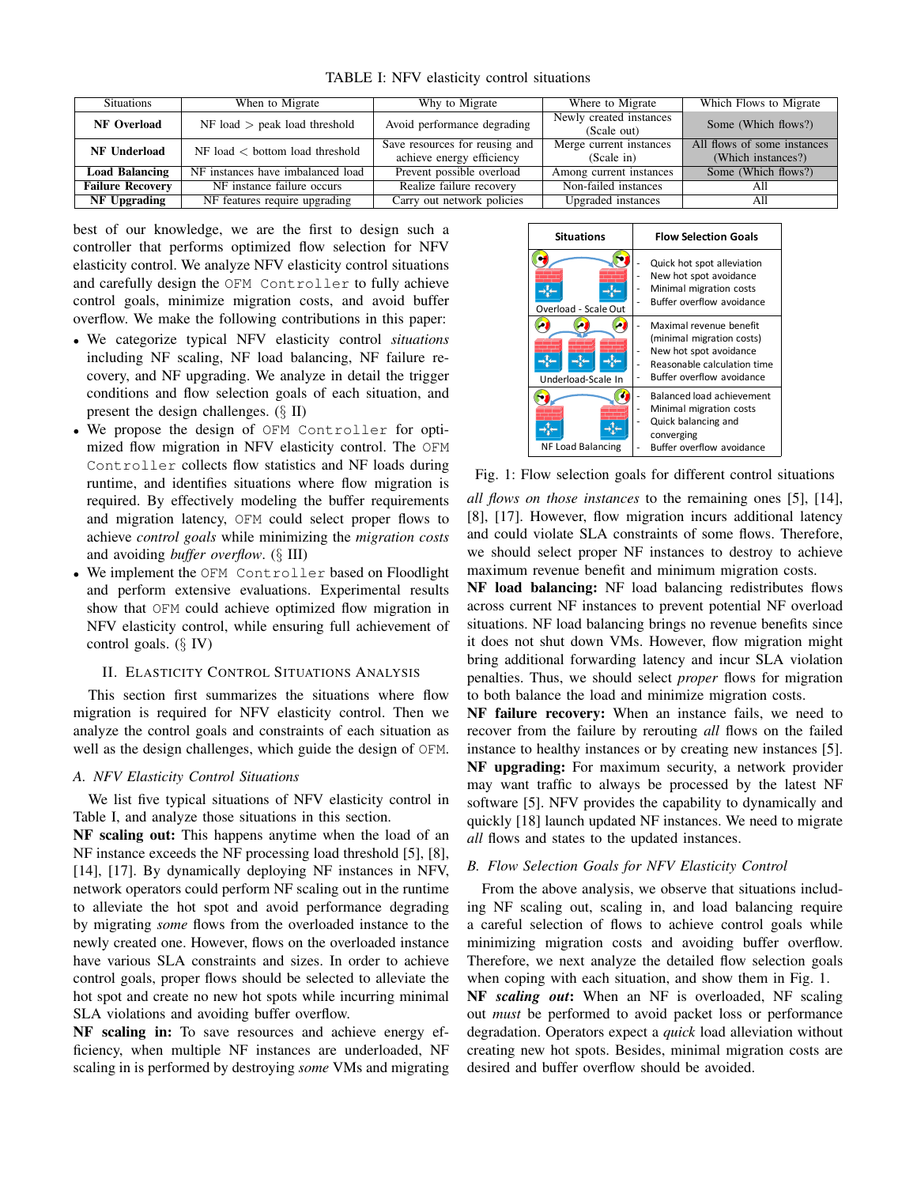TABLE I: NFV elasticity control situations

| Situations | When to Migrate | Why to Migrate | Where to Migrate | Which Flows to Migrate |
|---|---|---|---|---|
| **NF Overload** | NF load > peak load threshold | Avoid performance degrading | Newly created instances (Scale out) | Some (Which flows?) |
| **NF Underload** | NF load < bottom load threshold | Save resources for reusing and achieve energy efficiency | Merge current instances (Scale in) | All flows of some instances (Which instances?) |
| **Load Balancing** | NF instances have imbalanced load | Prevent possible overload | Among current instances | Some (Which flows?) |
| **Failure Recovery** | NF instance failure occurs | Realize failure recovery | Non-failed instances | All |
| **NF Upgrading** | NF features require upgrading | Carry out network policies | Upgraded instances | All |

best of our knowledge, we are the first to design such a controller that performs optimized flow selection for NFV elasticity control. We analyze NFV elasticity control situations and carefully design the `OFM Controller` to fully achieve control goals, minimize migration costs, and avoid buffer overflow. We make the following contributions in this paper:

- We categorize typical NFV elasticity control *situations* including NF scaling, NF load balancing, NF failure recovery, and NF upgrading. We analyze in detail the trigger conditions and flow selection goals of each situation, and present the design challenges. (§ II)
- We propose the design of `OFM Controller` for optimized flow migration in NFV elasticity control. The `OFM Controller` collects flow statistics and NF loads during runtime, and identifies situations where flow migration is required. By effectively modeling the buffer requirements and migration latency, `OFM` could select proper flows to achieve *control goals* while minimizing the *migration costs* and avoiding *buffer overflow*. (§ III)
- We implement the `OFM Controller` based on Floodlight and perform extensive evaluations. Experimental results show that `OFM` could achieve optimized flow migration in NFV elasticity control, while ensuring full achievement of control goals. (§ IV)

## II. Elasticity Control Situations Analysis

This section first summarizes the situations where flow migration is required for NFV elasticity control. Then we analyze the control goals and constraints of each situation as well as the design challenges, which guide the design of `OFM`.

### A. NFV Elasticity Control Situations

We list five typical situations of NFV elasticity control in Table I, and analyze those situations in this section.

**NF scaling out:** This happens anytime when the load of an NF instance exceeds the NF processing load threshold [5], [8], [14], [17]. By dynamically deploying NF instances in NFV, network operators could perform NF scaling out in the runtime to alleviate the hot spot and avoid performance degrading by migrating *some* flows from the overloaded instance to the newly created one. However, flows on the overloaded instance have various SLA constraints and sizes. In order to achieve control goals, proper flows should be selected to alleviate the hot spot and create no new hot spots while incurring minimal SLA violations and avoiding buffer overflow.

**NF scaling in:** To save resources and achieve energy efficiency, when multiple NF instances are underloaded, NF scaling in is performed by destroying *some* VMs and migrating *all flows on those instances* to the remaining ones [5], [14], [8], [17]. However, flow migration incurs additional latency and could violate SLA constraints of some flows. Therefore, we should select proper NF instances to destroy to achieve maximum revenue benefit and minimum migration costs.

**NF load balancing:** NF load balancing redistributes flows across current NF instances to prevent potential NF overload situations. NF load balancing brings no revenue benefits since it does not shut down VMs. However, flow migration might bring additional forwarding latency and incur SLA violation penalties. Thus, we should select *proper* flows for migration to both balance the load and minimize migration costs.

**NF failure recovery:** When an instance fails, we need to recover from the failure by rerouting *all* flows on the failed instance to healthy instances or by creating new instances [5].

**NF upgrading:** For maximum security, a network provider may want traffic to always be processed by the latest NF software [5]. NFV provides the capability to dynamically and quickly [18] launch updated NF instances. We need to migrate *all* flows and states to the updated instances.

| Situations | Flow Selection Goals |
|---|---|
| Overload - Scale Out | - Quick hot spot alleviation<br>- New hot spot avoidance<br>- Minimal migration costs<br>- Buffer overflow avoidance |
| Underload-Scale In | - Maximal revenue benefit (minimal migration costs)<br>- New hot spot avoidance<br>- Reasonable calculation time<br>- Buffer overflow avoidance |
| NF Load Balancing | - Balanced load achievement<br>- Minimal migration costs<br>- Quick balancing and converging<br>- Buffer overflow avoidance |

Fig. 1: Flow selection goals for different control situations

### B. Flow Selection Goals for NFV Elasticity Control

From the above analysis, we observe that situations including NF scaling out, scaling in, and load balancing require a careful selection of flows to achieve control goals while minimizing migration costs and avoiding buffer overflow. Therefore, we next analyze the detailed flow selection goals when coping with each situation, and show them in Fig. 1.

**NF *scaling out*:** When an NF is overloaded, NF scaling out *must* be performed to avoid packet loss or performance degradation. Operators expect a *quick* load alleviation without creating new hot spots. Besides, minimal migration costs are desired and buffer overflow should be avoided.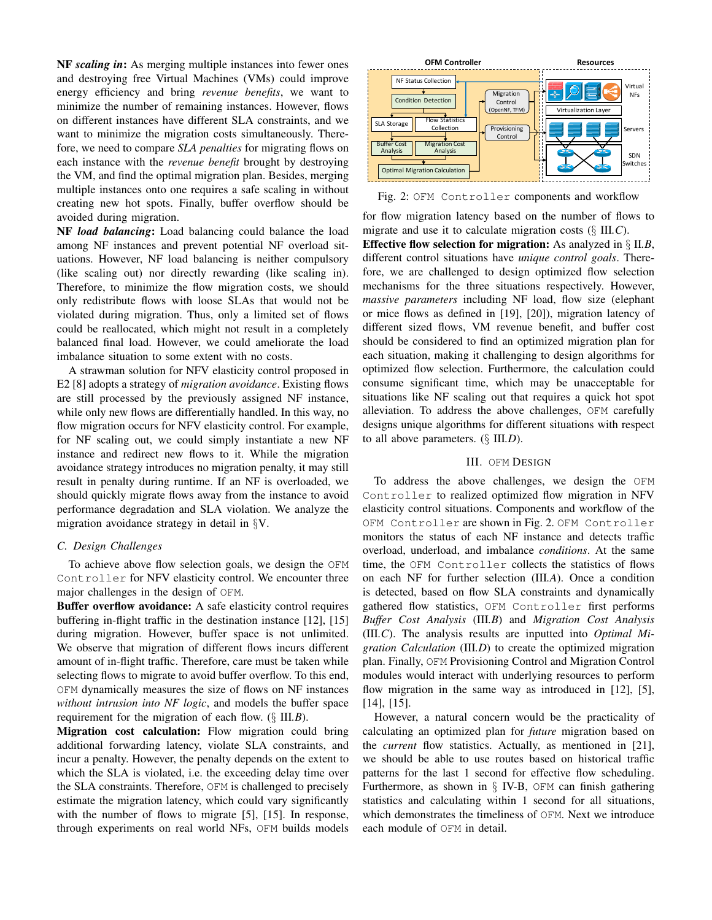**NF *scaling in*:** As merging multiple instances into fewer ones and destroying free Virtual Machines (VMs) could improve energy efficiency and bring *revenue benefits*, we want to minimize the number of remaining instances. However, flows on different instances have different SLA constraints, and we want to minimize the migration costs simultaneously. Therefore, we need to compare *SLA penalties* for migrating flows on each instance with the *revenue benefit* brought by destroying the VM, and find the optimal migration plan. Besides, merging multiple instances onto one requires a safe scaling in without creating new hot spots. Finally, buffer overflow should be avoided during migration.

**NF *load balancing*:** Load balancing could balance the load among NF instances and prevent potential NF overload situations. However, NF load balancing is neither compulsory (like scaling out) nor directly rewarding (like scaling in). Therefore, to minimize the flow migration costs, we should only redistribute flows with loose SLAs that would not be violated during migration. Thus, only a limited set of flows could be reallocated, which might not result in a completely balanced final load. However, we could ameliorate the load imbalance situation to some extent with no costs.

A strawman solution for NFV elasticity control proposed in E2 [8] adopts a strategy of *migration avoidance*. Existing flows are still processed by the previously assigned NF instance, while only new flows are differentially handled. In this way, no flow migration occurs for NFV elasticity control. For example, for NF scaling out, we could simply instantiate a new NF instance and redirect new flows to it. While the migration avoidance strategy introduces no migration penalty, it may still result in penalty during runtime. If an NF is overloaded, we should quickly migrate flows away from the instance to avoid performance degradation and SLA violation. We analyze the migration avoidance strategy in detail in §V.

### C. Design Challenges

To achieve above flow selection goals, we design the OFM Controller for NFV elasticity control. We encounter three major challenges in the design of OFM.

**Buffer overflow avoidance:** A safe elasticity control requires buffering in-flight traffic in the destination instance [12], [15] during migration. However, buffer space is not unlimited. We observe that migration of different flows incurs different amount of in-flight traffic. Therefore, care must be taken while selecting flows to migrate to avoid buffer overflow. To this end, OFM dynamically measures the size of flows on NF instances *without intrusion into NF logic*, and models the buffer space requirement for the migration of each flow. (§ III.*B*).

**Migration cost calculation:** Flow migration could bring additional forwarding latency, violate SLA constraints, and incur a penalty. However, the penalty depends on the extent to which the SLA is violated, i.e. the exceeding delay time over the SLA constraints. Therefore, OFM is challenged to precisely estimate the migration latency, which could vary significantly with the number of flows to migrate [5], [15]. In response, through experiments on real world NFs, OFM builds models for flow migration latency based on the number of flows to migrate and use it to calculate migration costs (§ III.*C*).

OFM Controller

Resources

NF Status Collection

Condition Detection

SLA Storage

Flow Statistics Collection

Buffer Cost Analysis

Migration Cost Analysis

Optimal Migration Calculation

Migration Control (OpenNF, TFM)

Provisioning Control

Virtual NFs

Virtualization Layer

Servers

SDN Switches

Fig. 2: OFM Controller components and workflow

**Effective flow selection for migration:** As analyzed in § II.*B*, different control situations have *unique control goals*. Therefore, we are challenged to design optimized flow selection mechanisms for the three situations respectively. However, *massive parameters* including NF load, flow size (elephant or mice flows as defined in [19], [20]), migration latency of different sized flows, VM revenue benefit, and buffer cost should be considered to find an optimized migration plan for each situation, making it challenging to design algorithms for optimized flow selection. Furthermore, the calculation could consume significant time, which may be unacceptable for situations like NF scaling out that requires a quick hot spot alleviation. To address the above challenges, OFM carefully designs unique algorithms for different situations with respect to all above parameters. (§ III.*D*).

## III. OFM Design

To address the above challenges, we design the OFM Controller to realized optimized flow migration in NFV elasticity control situations. Components and workflow of the OFM Controller are shown in Fig. 2. OFM Controller monitors the status of each NF instance and detects traffic overload, underload, and imbalance *conditions*. At the same time, the OFM Controller collects the statistics of flows on each NF for further selection (III.*A*). Once a condition is detected, based on flow SLA constraints and dynamically gathered flow statistics, OFM Controller first performs *Buffer Cost Analysis* (III.*B*) and *Migration Cost Analysis* (III.*C*). The analysis results are inputted into *Optimal Migration Calculation* (III.*D*) to create the optimized migration plan. Finally, OFM Provisioning Control and Migration Control modules would interact with underlying resources to perform flow migration in the same way as introduced in [12], [5], [14], [15].

However, a natural concern would be the practicality of calculating an optimized plan for *future* migration based on the *current* flow statistics. Actually, as mentioned in [21], we should be able to use routes based on historical traffic patterns for the last 1 second for effective flow scheduling. Furthermore, as shown in § IV-B, OFM can finish gathering statistics and calculating within 1 second for all situations, which demonstrates the timeliness of OFM. Next we introduce each module of OFM in detail.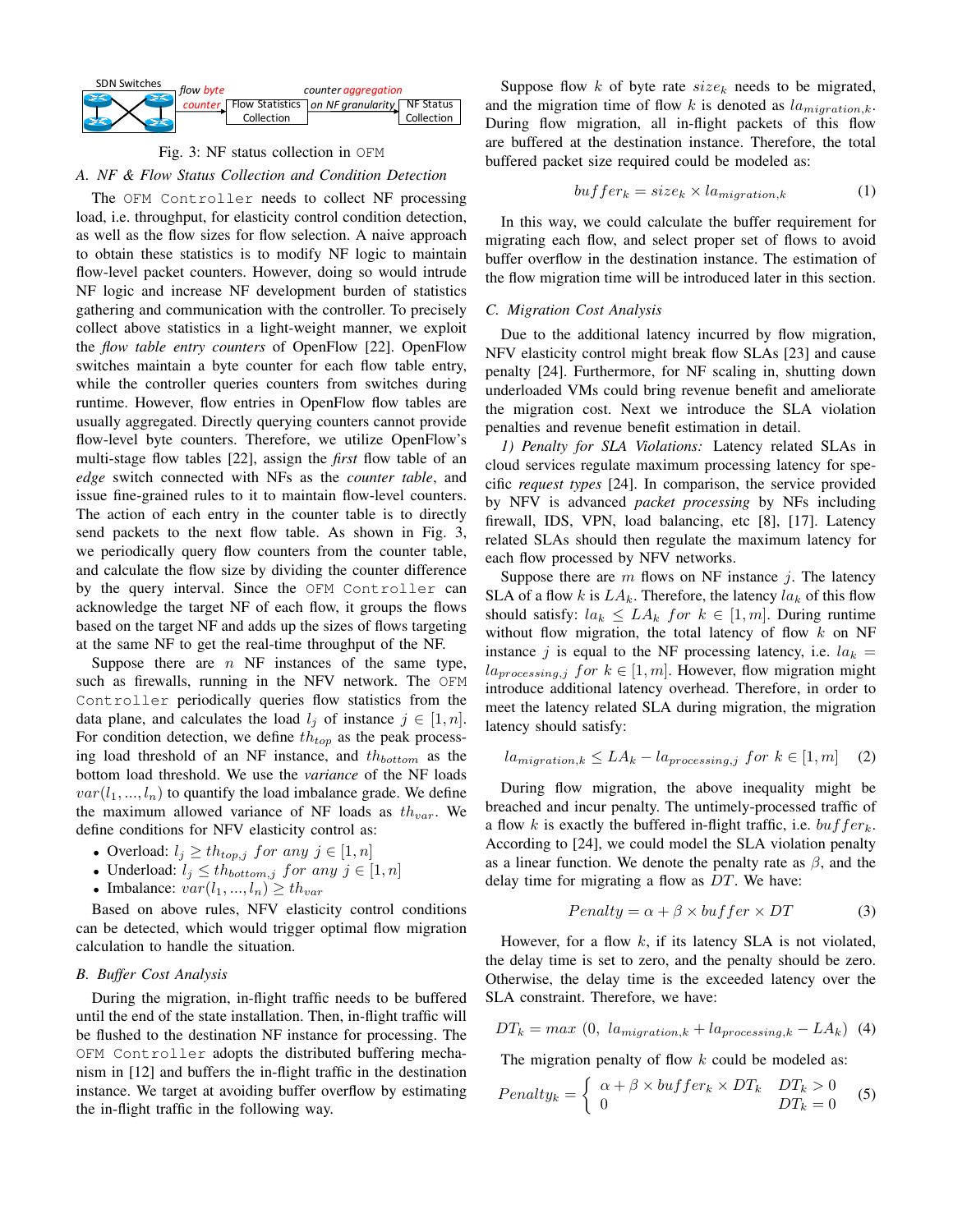SDN Switches

flow byte counter

Flow Statistics Collection

counter aggregation on NF granularity

NF Status Collection

Fig. 3: NF status collection in OFM

### A. NF & Flow Status Collection and Condition Detection

The OFM Controller needs to collect NF processing load, i.e. throughput, for elasticity control condition detection, as well as the flow sizes for flow selection. A naive approach to obtain these statistics is to modify NF logic to maintain flow-level packet counters. However, doing so would intrude NF logic and increase NF development burden of statistics gathering and communication with the controller. To precisely collect above statistics in a light-weight manner, we exploit the *flow table entry counters* of OpenFlow [22]. OpenFlow switches maintain a byte counter for each flow table entry, while the controller queries counters from switches during runtime. However, flow entries in OpenFlow flow tables are usually aggregated. Directly querying counters cannot provide flow-level byte counters. Therefore, we utilize OpenFlow's multi-stage flow tables [22], assign the *first* flow table of an *edge* switch connected with NFs as the *counter table*, and issue fine-grained rules to it to maintain flow-level counters. The action of each entry in the counter table is to directly send packets to the next flow table. As shown in Fig. 3, we periodically query flow counters from the counter table, and calculate the flow size by dividing the counter difference by the query interval. Since the OFM Controller can acknowledge the target NF of each flow, it groups the flows based on the target NF and adds up the sizes of flows targeting at the same NF to get the real-time throughput of the NF.

Suppose there are $n$ NF instances of the same type, such as firewalls, running in the NFV network. The OFM Controller periodically queries flow statistics from the data plane, and calculates the load $l_j$ of instance $j \in [1, n]$. For condition detection, we define $th_{top}$ as the peak processing load threshold of an NF instance, and $th_{bottom}$ as the bottom load threshold. We use the *variance* of the NF loads $var(l_1, ..., l_n)$ to quantify the load imbalance grade. We define the maximum allowed variance of NF loads as $th_{var}$. We define conditions for NFV elasticity control as:

- Overload: $l_j \geq th_{top,j} \; for \; any \; j \in [1, n]$
- Underload: $l_j \leq th_{bottom,j} \; for \; any \; j \in [1, n]$
- Imbalance: $var(l_1, ..., l_n) \geq th_{var}$

Based on above rules, NFV elasticity control conditions can be detected, which would trigger optimal flow migration calculation to handle the situation.

### B. Buffer Cost Analysis

During the migration, in-flight traffic needs to be buffered until the end of the state installation. Then, in-flight traffic will be flushed to the destination NF instance for processing. The OFM Controller adopts the distributed buffering mechanism in [12] and buffers the in-flight traffic in the destination instance. We target at avoiding buffer overflow by estimating the in-flight traffic in the following way.

Suppose flow $k$ of byte rate $size_k$ needs to be migrated, and the migration time of flow $k$ is denoted as $la_{migration,k}$. During flow migration, all in-flight packets of this flow are buffered at the destination instance. Therefore, the total buffered packet size required could be modeled as:

$$buffer_k = size_k \times la_{migration,k} \tag{1}$$

In this way, we could calculate the buffer requirement for migrating each flow, and select proper set of flows to avoid buffer overflow in the destination instance. The estimation of the flow migration time will be introduced later in this section.

### C. Migration Cost Analysis

Due to the additional latency incurred by flow migration, NFV elasticity control might break flow SLAs [23] and cause penalty [24]. Furthermore, for NF scaling in, shutting down underloaded VMs could bring revenue benefit and ameliorate the migration cost. Next we introduce the SLA violation penalties and revenue benefit estimation in detail.

*1) Penalty for SLA Violations:* Latency related SLAs in cloud services regulate maximum processing latency for specific *request types* [24]. In comparison, the service provided by NFV is advanced *packet processing* by NFs including firewall, IDS, VPN, load balancing, etc [8], [17]. Latency related SLAs should then regulate the maximum latency for each flow processed by NFV networks.

Suppose there are $m$ flows on NF instance $j$. The latency SLA of a flow $k$ is $LA_k$. Therefore, the latency $la_k$ of this flow should satisfy: $la_k \leq LA_k \; for \; k \in [1, m]$. During runtime without flow migration, the total latency of flow $k$ on NF instance $j$ is equal to the NF processing latency, i.e. $la_k = la_{processing,j} \; for \; k \in [1, m]$. However, flow migration might introduce additional latency overhead. Therefore, in order to meet the latency related SLA during migration, the migration latency should satisfy:

$$la_{migration,k} \leq LA_k - la_{processing,j} \; for \; k \in [1, m] \tag{2}$$

During flow migration, the above inequality might be breached and incur penalty. The untimely-processed traffic of a flow $k$ is exactly the buffered in-flight traffic, i.e. $buffer_k$. According to [24], we could model the SLA violation penalty as a linear function. We denote the penalty rate as $\beta$, and the delay time for migrating a flow as $DT$. We have:

$$Penalty = \alpha + \beta \times buffer \times DT \tag{3}$$

However, for a flow $k$, if its latency SLA is not violated, the delay time is set to zero, and the penalty should be zero. Otherwise, the delay time is the exceeded latency over the SLA constraint. Therefore, we have:

$$DT_k = max \; (0, \; la_{migration,k} + la_{processing,k} - LA_k) \tag{4}$$

The migration penalty of flow $k$ could be modeled as:

$$Penalty_k = \begin{cases} \alpha + \beta \times buffer_k \times DT_k & DT_k > 0 \\ 0 & DT_k = 0 \end{cases} \tag{5}$$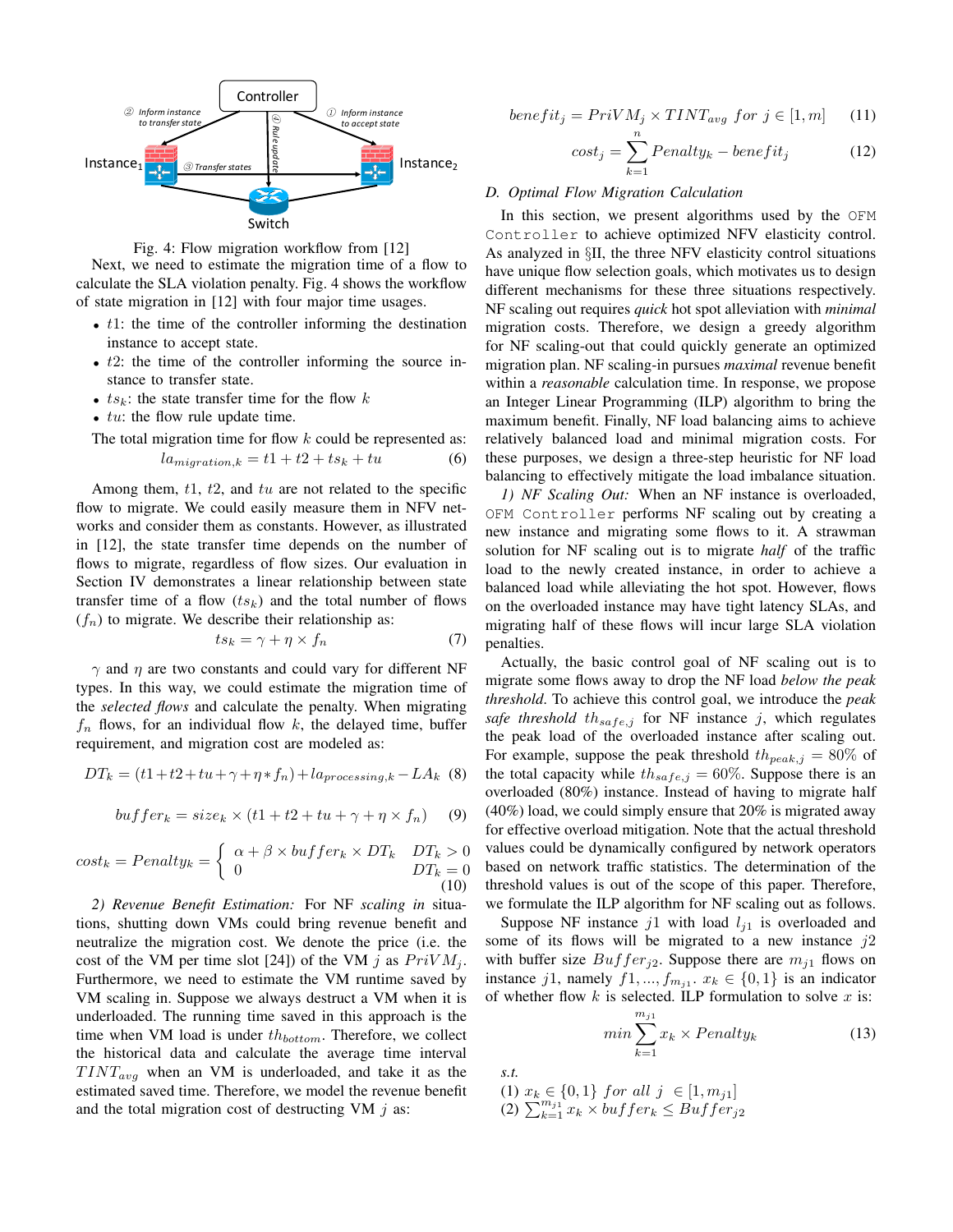Controller

② Inform instance to transfer state

① Inform instance to accept state

④ Rule update

③ Transfer states

Instance$_1$

Instance$_2$

Switch

Fig. 4: Flow migration workflow from [12]

Next, we need to estimate the migration time of a flow to calculate the SLA violation penalty. Fig. 4 shows the workflow of state migration in [12] with four major time usages.

- $t1$: the time of the controller informing the destination instance to accept state.
- $t2$: the time of the controller informing the source instance to transfer state.
- $ts_k$: the state transfer time for the flow $k$
- $tu$: the flow rule update time.

The total migration time for flow $k$ could be represented as:

$$la_{migration,k} = t1 + t2 + ts_k + tu \quad (6)$$

Among them, $t1$, $t2$, and $tu$ are not related to the specific flow to migrate. We could easily measure them in NFV networks and consider them as constants. However, as illustrated in [12], the state transfer time depends on the number of flows to migrate, regardless of flow sizes. Our evaluation in Section IV demonstrates a linear relationship between state transfer time of a flow ($ts_k$) and the total number of flows ($f_n$) to migrate. We describe their relationship as:

$$ts_k = \gamma + \eta \times f_n \quad (7)$$

$\gamma$ and $\eta$ are two constants and could vary for different NF types. In this way, we could estimate the migration time of the *selected flows* and calculate the penalty. When migrating $f_n$ flows, for an individual flow $k$, the delayed time, buffer requirement, and migration cost are modeled as:

$$DT_k = (t1 + t2 + tu + \gamma + \eta * f_n) + la_{processing,k} - LA_k \quad (8)$$

$$buffer_k = size_k \times (t1 + t2 + tu + \gamma + \eta \times f_n) \quad (9)$$

$$cost_k = Penalty_k = \begin{cases} \alpha + \beta \times buffer_k \times DT_k & DT_k > 0 \\ 0 & DT_k = 0 \end{cases} \quad (10)$$

*2) Revenue Benefit Estimation:* For NF *scaling in* situations, shutting down VMs could bring revenue benefit and neutralize the migration cost. We denote the price (i.e. the cost of the VM per time slot [24]) of the VM $j$ as $PriVM_j$. Furthermore, we need to estimate the VM runtime saved by VM scaling in. Suppose we always destruct a VM when it is underloaded. The running time saved in this approach is the time when VM load is under $th_{bottom}$. Therefore, we collect the historical data and calculate the average time interval $TINT_{avg}$ when an VM is underloaded, and take it as the estimated saved time. Therefore, we model the revenue benefit and the total migration cost of destructing VM $j$ as:

$$benefit_j = PriVM_j \times TINT_{avg} \ for \ j \in [1, m] \quad (11)$$

$$cost_j = \sum_{k=1}^{n} Penalty_k - benefit_j \quad (12)$$

### D. Optimal Flow Migration Calculation

In this section, we present algorithms used by the `OFM Controller` to achieve optimized NFV elasticity control. As analyzed in §II, the three NFV elasticity control situations have unique flow selection goals, which motivates us to design different mechanisms for these three situations respectively. NF scaling out requires *quick* hot spot alleviation with *minimal* migration costs. Therefore, we design a greedy algorithm for NF scaling-out that could quickly generate an optimized migration plan. NF scaling-in pursues *maximal* revenue benefit within a *reasonable* calculation time. In response, we propose an Integer Linear Programming (ILP) algorithm to bring the maximum benefit. Finally, NF load balancing aims to achieve relatively balanced load and minimal migration costs. For these purposes, we design a three-step heuristic for NF load balancing to effectively mitigate the load imbalance situation.

*1) NF Scaling Out:* When an NF instance is overloaded, `OFM Controller` performs NF scaling out by creating a new instance and migrating some flows to it. A strawman solution for NF scaling out is to migrate *half* of the traffic load to the newly created instance, in order to achieve a balanced load while alleviating the hot spot. However, flows on the overloaded instance may have tight latency SLAs, and migrating half of these flows will incur large SLA violation penalties.

Actually, the basic control goal of NF scaling out is to migrate some flows away to drop the NF load *below the peak threshold*. To achieve this control goal, we introduce the *peak safe threshold* $th_{safe,j}$ for NF instance $j$, which regulates the peak load of the overloaded instance after scaling out. For example, suppose the peak threshold $th_{peak,j} = 80\%$ of the total capacity while $th_{safe,j} = 60\%$. Suppose there is an overloaded (80%) instance. Instead of having to migrate half (40%) load, we could simply ensure that 20% is migrated away for effective overload mitigation. Note that the actual threshold values could be dynamically configured by network operators based on network traffic statistics. The determination of the threshold values is out of the scope of this paper. Therefore, we formulate the ILP algorithm for NF scaling out as follows.

Suppose NF instance $j1$ with load $l_{j1}$ is overloaded and some of its flows will be migrated to a new instance $j2$ with buffer size $Buffer_{j2}$. Suppose there are $m_{j1}$ flows on instance $j1$, namely $f1, ..., f_{m_{j1}}$. $x_k \in \{0, 1\}$ is an indicator of whether flow $k$ is selected. ILP formulation to solve $x$ is:

$$min \sum_{k=1}^{m_{j1}} x_k \times Penalty_k \quad (13)$$

*s.t.*

(1) $x_k \in \{0, 1\} \ for \ all \ j \ \in [1, m_{j1}]$

(2) $\sum_{k=1}^{m_{j1}} x_k \times buffer_k \leq Buffer_{j2}$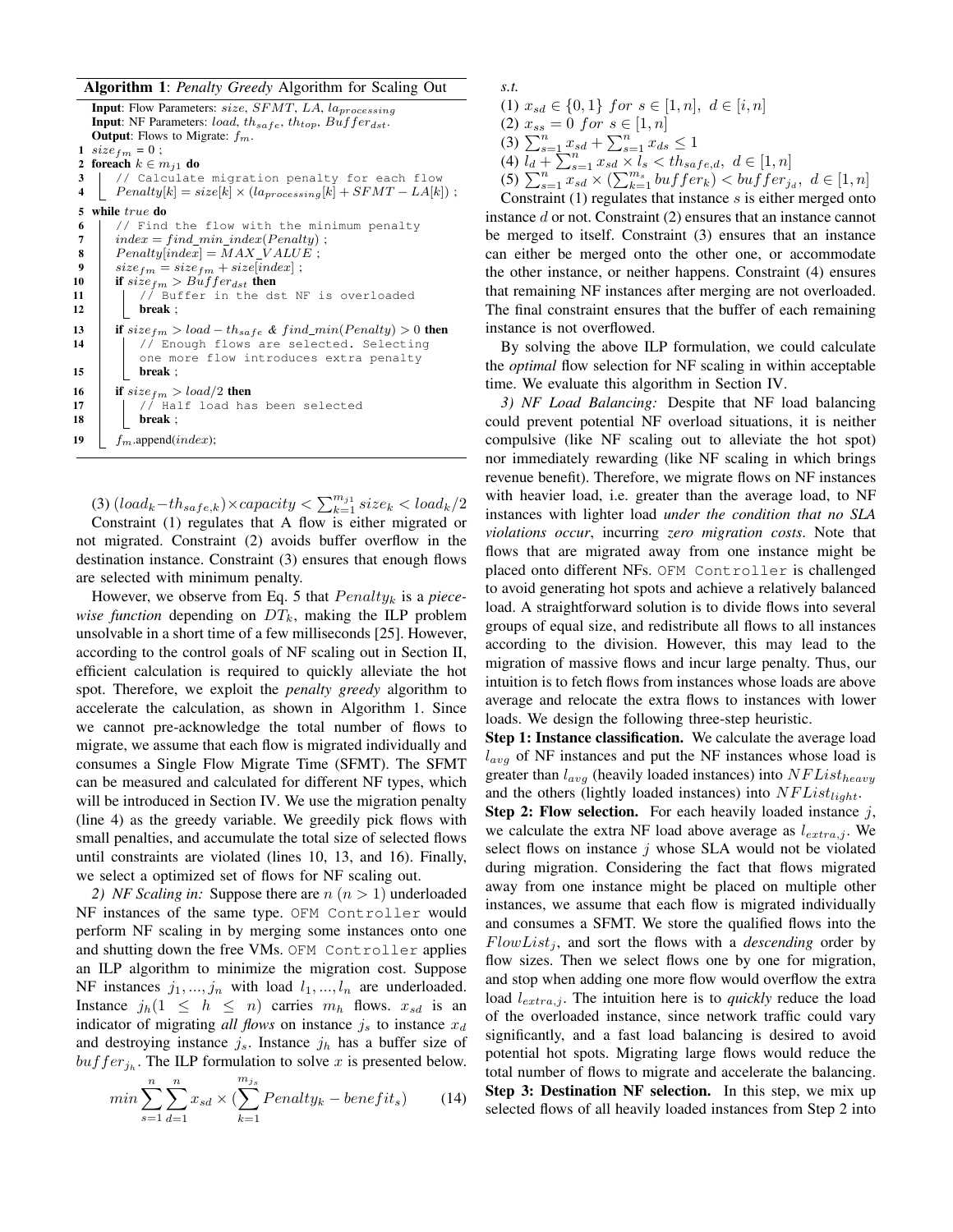**Algorithm 1**: *Penalty Greedy* Algorithm for Scaling Out

```
Input: Flow Parameters: size, SFMT, LA, la_processing
Input: NF Parameters: load, th_safe, th_top, Buffer_dst.
Output: Flows to Migrate: f_m.
1  size_fm = 0 ;
2  foreach k ∈ m_j1 do
3      // Calculate migration penalty for each flow
4      Penalty[k] = size[k] × (la_processing[k] + SFMT − LA[k]) ;
5  while true do
6      // Find the flow with the minimum penalty
7      index = find_min_index(Penalty) ;
8      Penalty[index] = MAX_VALUE ;
9      size_fm = size_fm + size[index] ;
10     if size_fm > Buffer_dst then
11         // Buffer in the dst NF is overloaded
12         break ;
13     if size_fm > load − th_safe & find_min(Penalty) > 0 then
14         // Enough flows are selected. Selecting
           one more flow introduces extra penalty
15         break ;
16     if size_fm > load/2 then
17         // Half load has been selected
18         break ;
19     f_m.append(index);
```

(3) $(load_k - th_{safe,k}) \times capacity < \sum_{k=1}^{m_{j1}} size_k < load_k/2$

Constraint (1) regulates that A flow is either migrated or not migrated. Constraint (2) avoids buffer overflow in the destination instance. Constraint (3) ensures that enough flows are selected with minimum penalty.

However, we observe from Eq. 5 that $Penalty_k$ is a *piece-wise function* depending on $DT_k$, making the ILP problem unsolvable in a short time of a few milliseconds [25]. However, according to the control goals of NF scaling out in Section II, efficient calculation is required to quickly alleviate the hot spot. Therefore, we exploit the *penalty greedy* algorithm to accelerate the calculation, as shown in Algorithm 1. Since we cannot pre-acknowledge the total number of flows to migrate, we assume that each flow is migrated individually and consumes a Single Flow Migrate Time (SFMT). The SFMT can be measured and calculated for different NF types, which will be introduced in Section IV. We use the migration penalty (line 4) as the greedy variable. We greedily pick flows with small penalties, and accumulate the total size of selected flows until constraints are violated (lines 10, 13, and 16). Finally, we select a optimized set of flows for NF scaling out.

*2) NF Scaling in:* Suppose there are $n$ ($n > 1$) underloaded NF instances of the same type. OFM Controller would perform NF scaling in by merging some instances onto one and shutting down the free VMs. OFM Controller applies an ILP algorithm to minimize the migration cost. Suppose NF instances $j_1, ..., j_n$ with load $l_1, ..., l_n$ are underloaded. Instance $j_h (1 \leq h \leq n)$ carries $m_h$ flows. $x_{sd}$ is an indicator of migrating *all flows* on instance $j_s$ to instance $x_d$ and destroying instance $j_s$. Instance $j_h$ has a buffer size of $buffer_{j_h}$. The ILP formulation to solve $x$ is presented below.

$$min \sum_{s=1}^{n} \sum_{d=1}^{n} x_{sd} \times \left(\sum_{k=1}^{m_{j_s}} Penalty_k - benefit_s\right) \tag{14}$$

*s.t.*

(1) $x_{sd} \in \{0, 1\}\ for\ s \in [1, n],\ d \in [i, n]$
(2) $x_{ss} = 0\ for\ s \in [1, n]$
(3) $\sum_{s=1}^{n} x_{sd} + \sum_{s=1}^{n} x_{ds} \leq 1$
(4) $l_d + \sum_{s=1}^{n} x_{sd} \times l_s < th_{safe,d},\ d \in [1, n]$
(5) $\sum_{s=1}^{n} x_{sd} \times (\sum_{k=1}^{m_s} buffer_k) < buffer_{j_d},\ d \in [1, n]$

Constraint (1) regulates that instance $s$ is either merged onto instance $d$ or not. Constraint (2) ensures that an instance cannot be merged to itself. Constraint (3) ensures that an instance can either be merged onto the other one, or accommodate the other instance, or neither happens. Constraint (4) ensures that remaining NF instances after merging are not overloaded. The final constraint ensures that the buffer of each remaining instance is not overflowed.

By solving the above ILP formulation, we could calculate the *optimal* flow selection for NF scaling in within acceptable time. We evaluate this algorithm in Section IV.

*3) NF Load Balancing:* Despite that NF load balancing could prevent potential NF overload situations, it is neither compulsive (like NF scaling out to alleviate the hot spot) nor immediately rewarding (like NF scaling in which brings revenue benefit). Therefore, we migrate flows on NF instances with heavier load, i.e. greater than the average load, to NF instances with lighter load *under the condition that no SLA violations occur*, incurring *zero migration costs*. Note that flows that are migrated away from one instance might be placed onto different NFs. OFM Controller is challenged to avoid generating hot spots and achieve a relatively balanced load. A straightforward solution is to divide flows into several groups of equal size, and redistribute all flows to all instances according to the division. However, this may lead to the migration of massive flows and incur large penalty. Thus, our intuition is to fetch flows from instances whose loads are above average and relocate the extra flows to instances with lower loads. We design the following three-step heuristic.

**Step 1: Instance classification.** We calculate the average load $l_{avg}$ of NF instances and put the NF instances whose load is greater than $l_{avg}$ (heavily loaded instances) into $NFList_{heavy}$ and the others (lightly loaded instances) into $NFList_{light}$.

**Step 2: Flow selection.** For each heavily loaded instance $j$, we calculate the extra NF load above average as $l_{extra,j}$. We select flows on instance $j$ whose SLA would not be violated during migration. Considering the fact that flows migrated away from one instance might be placed on multiple other instances, we assume that each flow is migrated individually and consumes a SFMT. We store the qualified flows into the $FlowList_j$, and sort the flows with a *descending* order by flow sizes. Then we select flows one by one for migration, and stop when adding one more flow would overflow the extra load $l_{extra,j}$. The intuition here is to *quickly* reduce the load of the overloaded instance, since network traffic could vary significantly, and a fast load balancing is desired to avoid potential hot spots. Migrating large flows would reduce the total number of flows to migrate and accelerate the balancing.

**Step 3: Destination NF selection.** In this step, we mix up selected flows of all heavily loaded instances from Step 2 into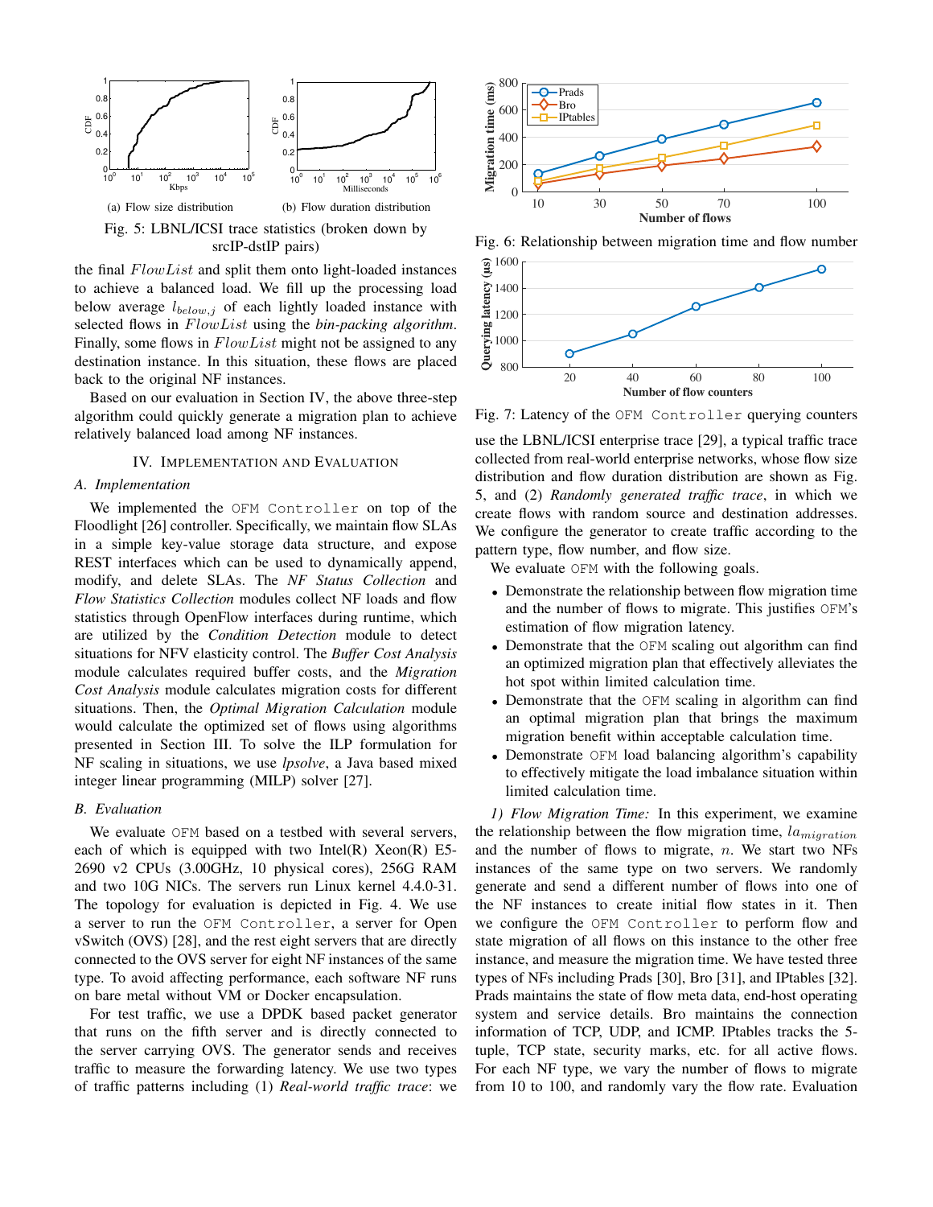(a) Flow size distribution

(b) Flow duration distribution

Fig. 5: LBNL/ICSI trace statistics (broken down by srcIP-dstIP pairs)

the final $FlowList$ and split them onto light-loaded instances to achieve a balanced load. We fill up the processing load below average $l_{below,j}$ of each lightly loaded instance with selected flows in $FlowList$ using the *bin-packing algorithm*. Finally, some flows in $FlowList$ might not be assigned to any destination instance. In this situation, these flows are placed back to the original NF instances.

Based on our evaluation in Section IV, the above three-step algorithm could quickly generate a migration plan to achieve relatively balanced load among NF instances.

## IV. Implementation and Evaluation

### A. Implementation

We implemented the OFM Controller on top of the Floodlight [26] controller. Specifically, we maintain flow SLAs in a simple key-value storage data structure, and expose REST interfaces which can be used to dynamically append, modify, and delete SLAs. The *NF Status Collection* and *Flow Statistics Collection* modules collect NF loads and flow statistics through OpenFlow interfaces during runtime, which are utilized by the *Condition Detection* module to detect situations for NFV elasticity control. The *Buffer Cost Analysis* module calculates required buffer costs, and the *Migration Cost Analysis* module calculates migration costs for different situations. Then, the *Optimal Migration Calculation* module would calculate the optimized set of flows using algorithms presented in Section III. To solve the ILP formulation for NF scaling in situations, we use *lpsolve*, a Java based mixed integer linear programming (MILP) solver [27].

### B. Evaluation

We evaluate OFM based on a testbed with several servers, each of which is equipped with two Intel(R) Xeon(R) E5-2690 v2 CPUs (3.00GHz, 10 physical cores), 256G RAM and two 10G NICs. The servers run Linux kernel 4.4.0-31. The topology for evaluation is depicted in Fig. 4. We use a server to run the OFM Controller, a server for Open vSwitch (OVS) [28], and the rest eight servers that are directly connected to the OVS server for eight NF instances of the same type. To avoid affecting performance, each software NF runs on bare metal without VM or Docker encapsulation.

For test traffic, we use a DPDK based packet generator that runs on the fifth server and is directly connected to the server carrying OVS. The generator sends and receives traffic to measure the forwarding latency. We use two types of traffic patterns including (1) *Real-world traffic trace*: we

Fig. 6: Relationship between migration time and flow number

Fig. 7: Latency of the OFM Controller querying counters

use the LBNL/ICSI enterprise trace [29], a typical traffic trace collected from real-world enterprise networks, whose flow size distribution and flow duration distribution are shown as Fig. 5, and (2) *Randomly generated traffic trace*, in which we create flows with random source and destination addresses. We configure the generator to create traffic according to the pattern type, flow number, and flow size.

We evaluate OFM with the following goals.

- Demonstrate the relationship between flow migration time and the number of flows to migrate. This justifies OFM's estimation of flow migration latency.
- Demonstrate that the OFM scaling out algorithm can find an optimized migration plan that effectively alleviates the hot spot within limited calculation time.
- Demonstrate that the OFM scaling in algorithm can find an optimal migration plan that brings the maximum migration benefit within acceptable calculation time.
- Demonstrate OFM load balancing algorithm's capability to effectively mitigate the load imbalance situation within limited calculation time.

*1) Flow Migration Time:* In this experiment, we examine the relationship between the flow migration time, $la_{migration}$ and the number of flows to migrate, $n$. We start two NFs instances of the same type on two servers. We randomly generate and send a different number of flows into one of the NF instances to create initial flow states in it. Then we configure the OFM Controller to perform flow and state migration of all flows on this instance to the other free instance, and measure the migration time. We have tested three types of NFs including Prads [30], Bro [31], and IPtables [32]. Prads maintains the state of flow meta data, end-host operating system and service details. Bro maintains the connection information of TCP, UDP, and ICMP. IPtables tracks the 5-tuple, TCP state, security marks, etc. for all active flows. For each NF type, we vary the number of flows to migrate from 10 to 100, and randomly vary the flow rate. Evaluation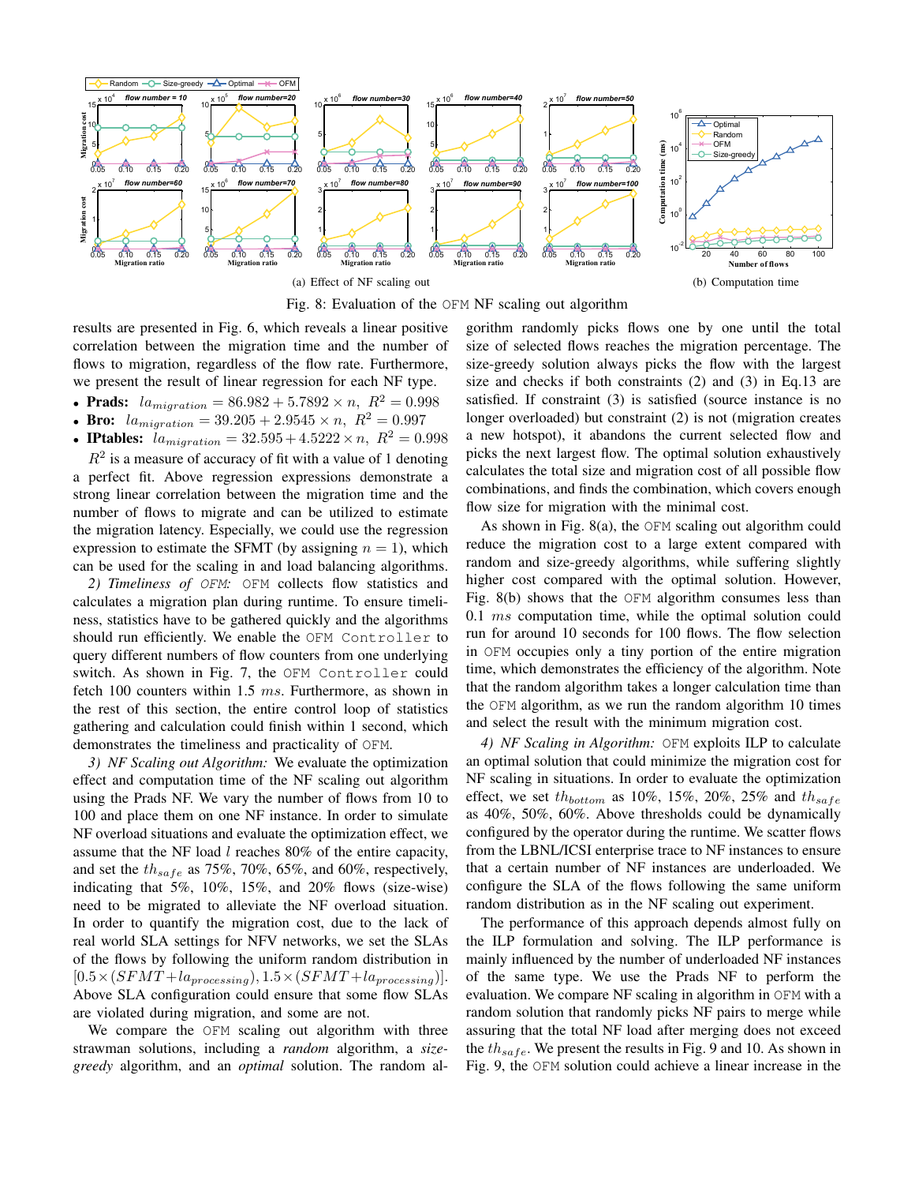Random  Size-greedy  Optimal  OFM

x 10^4 flow number = 10
x 10^5 flow number=20
x 10^6 flow number=30
x 10^6 flow number=40
x 10^7 flow number=50
x 10^7 flow number=60
x 10^6 flow number=70
x 10^7 flow number=80
x 10^7 flow number=90
x 10^7 flow number=100

Migration cost

Migration ratio

0.05 0.10 0.15 0.20

(a) Effect of NF scaling out

Optimal
Random
OFM
Size-greedy

Computation time (ms)

Number of flows

20 40 60 80 100

(b) Computation time

Fig. 8: Evaluation of the OFM NF scaling out algorithm

results are presented in Fig. 6, which reveals a linear positive correlation between the migration time and the number of flows to migration, regardless of the flow rate. Furthermore, we present the result of linear regression for each NF type.

- **Prads:** $la_{migration} = 86.982 + 5.7892 \times n,\ R^2 = 0.998$
- **Bro:** $la_{migration} = 39.205 + 2.9545 \times n,\ R^2 = 0.997$
- **IPtables:** $la_{migration} = 32.595 + 4.5222 \times n,\ R^2 = 0.998$

$R^2$ is a measure of accuracy of fit with a value of 1 denoting a perfect fit. Above regression expressions demonstrate a strong linear correlation between the migration time and the number of flows to migrate and can be utilized to estimate the migration latency. Especially, we could use the regression expression to estimate the SFMT (by assigning $n = 1$), which can be used for the scaling in and load balancing algorithms.

*2) Timeliness of OFM:* OFM collects flow statistics and calculates a migration plan during runtime. To ensure timeliness, statistics have to be gathered quickly and the algorithms should run efficiently. We enable the OFM Controller to query different numbers of flow counters from one underlying switch. As shown in Fig. 7, the OFM Controller could fetch 100 counters within 1.5 $ms$. Furthermore, as shown in the rest of this section, the entire control loop of statistics gathering and calculation could finish within 1 second, which demonstrates the timeliness and practicality of OFM.

*3) NF Scaling out Algorithm:* We evaluate the optimization effect and computation time of the NF scaling out algorithm using the Prads NF. We vary the number of flows from 10 to 100 and place them on one NF instance. In order to simulate NF overload situations and evaluate the optimization effect, we assume that the NF load $l$ reaches 80% of the entire capacity, and set the $th_{safe}$ as 75%, 70%, 65%, and 60%, respectively, indicating that 5%, 10%, 15%, and 20% flows (size-wise) need to be migrated to alleviate the NF overload situation. In order to quantify the migration cost, due to the lack of real world SLA settings for NFV networks, we set the SLAs of the flows by following the uniform random distribution in $[0.5 \times (SFMT + la_{processing}), 1.5 \times (SFMT + la_{processing})]$. Above SLA configuration could ensure that some flow SLAs are violated during migration, and some are not.

We compare the OFM scaling out algorithm with three strawman solutions, including a *random* algorithm, a *size-greedy* algorithm, and an *optimal* solution. The random algorithm randomly picks flows one by one until the total size of selected flows reaches the migration percentage. The size-greedy solution always picks the flow with the largest size and checks if both constraints (2) and (3) in Eq.13 are satisfied. If constraint (3) is satisfied (source instance is no longer overloaded) but constraint (2) is not (migration creates a new hotspot), it abandons the current selected flow and picks the next largest flow. The optimal solution exhaustively calculates the total size and migration cost of all possible flow combinations, and finds the combination, which covers enough flow size for migration with the minimal cost.

As shown in Fig. 8(a), the OFM scaling out algorithm could reduce the migration cost to a large extent compared with random and size-greedy algorithms, while suffering slightly higher cost compared with the optimal solution. However, Fig. 8(b) shows that the OFM algorithm consumes less than 0.1 $ms$ computation time, while the optimal solution could run for around 10 seconds for 100 flows. The flow selection in OFM occupies only a tiny portion of the entire migration time, which demonstrates the efficiency of the algorithm. Note that the random algorithm takes a longer calculation time than the OFM algorithm, as we run the random algorithm 10 times and select the result with the minimum migration cost.

*4) NF Scaling in Algorithm:* OFM exploits ILP to calculate an optimal solution that could minimize the migration cost for NF scaling in situations. In order to evaluate the optimization effect, we set $th_{bottom}$ as 10%, 15%, 20%, 25% and $th_{safe}$ as 40%, 50%, 60%. Above thresholds could be dynamically configured by the operator during the runtime. We scatter flows from the LBNL/ICSI enterprise trace to NF instances to ensure that a certain number of NF instances are underloaded. We configure the SLA of the flows following the same uniform random distribution as in the NF scaling out experiment.

The performance of this approach depends almost fully on the ILP formulation and solving. The ILP performance is mainly influenced by the number of underloaded NF instances of the same type. We use the Prads NF to perform the evaluation. We compare NF scaling in algorithm in OFM with a random solution that randomly picks NF pairs to merge while assuring that the total NF load after merging does not exceed the $th_{safe}$. We present the results in Fig. 9 and 10. As shown in Fig. 9, the OFM solution could achieve a linear increase in the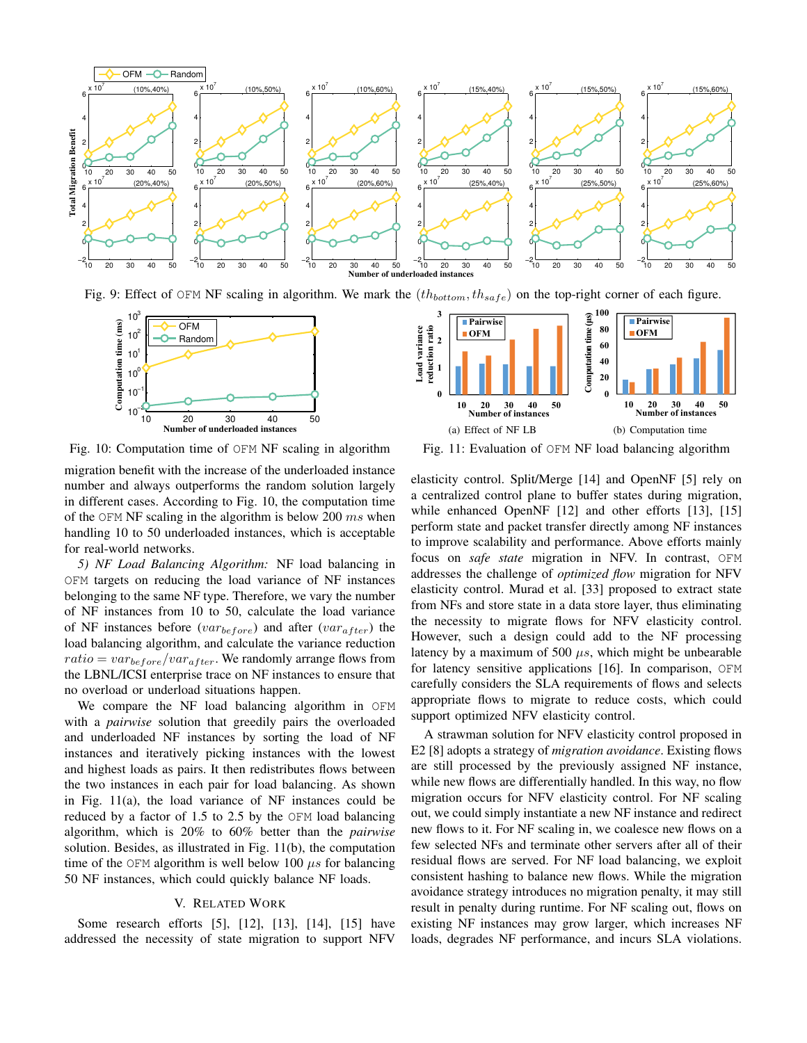OFM
Random

Total Migration Benefit

x 10^7 (10%,40%)
x 10^7 (10%,50%)
x 10^7 (10%,60%)
x 10^7 (15%,40%)
x 10^7 (15%,50%)
x 10^7 (15%,60%)
x 10^7 (20%,40%)
x 10^7 (20%,50%)
x 10^7 (20%,60%)
x 10^7 (25%,40%)
x 10^7 (25%,50%)
x 10^7 (25%,60%)

Number of underloaded instances

Fig. 9: Effect of OFM NF scaling in algorithm. We mark the $(th_{bottom}, th_{safe})$ on the top-right corner of each figure.

OFM
Random
Computation time (ms)
Number of underloaded instances

Fig. 10: Computation time of OFM NF scaling in algorithm

Pairwise
OFM
Load variance reduction ratio
Number of instances

(a) Effect of NF LB

Pairwise
OFM
Computation time (μs)
Number of instances

(b) Computation time

Fig. 11: Evaluation of OFM NF load balancing algorithm

migration benefit with the increase of the underloaded instance number and always outperforms the random solution largely in different cases. According to Fig. 10, the computation time of the OFM NF scaling in the algorithm is below 200 $ms$ when handling 10 to 50 underloaded instances, which is acceptable for real-world networks.

*5) NF Load Balancing Algorithm:* NF load balancing in OFM targets on reducing the load variance of NF instances belonging to the same NF type. Therefore, we vary the number of NF instances from 10 to 50, calculate the load variance of NF instances before ($var_{before}$) and after ($var_{after}$) the load balancing algorithm, and calculate the variance reduction $ratio = var_{before}/var_{after}$. We randomly arrange flows from the LBNL/ICSI enterprise trace on NF instances to ensure that no overload or underload situations happen.

We compare the NF load balancing algorithm in OFM with a *pairwise* solution that greedily pairs the overloaded and underloaded NF instances by sorting the load of NF instances and iteratively picking instances with the lowest and highest loads as pairs. It then redistributes flows between the two instances in each pair for load balancing. As shown in Fig. 11(a), the load variance of NF instances could be reduced by a factor of 1.5 to 2.5 by the OFM load balancing algorithm, which is 20% to 60% better than the *pairwise* solution. Besides, as illustrated in Fig. 11(b), the computation time of the OFM algorithm is well below 100 $\mu s$ for balancing 50 NF instances, which could quickly balance NF loads.

## V. Related Work

Some research efforts [5], [12], [13], [14], [15] have addressed the necessity of state migration to support NFV elasticity control. Split/Merge [14] and OpenNF [5] rely on a centralized control plane to buffer states during migration, while enhanced OpenNF [12] and other efforts [13], [15] perform state and packet transfer directly among NF instances to improve scalability and performance. Above efforts mainly focus on *safe state* migration in NFV. In contrast, OFM addresses the challenge of *optimized flow* migration for NFV elasticity control. Murad et al. [33] proposed to extract state from NFs and store state in a data store layer, thus eliminating the necessity to migrate flows for NFV elasticity control. However, such a design could add to the NF processing latency by a maximum of 500 $\mu s$, which might be unbearable for latency sensitive applications [16]. In comparison, OFM carefully considers the SLA requirements of flows and selects appropriate flows to migrate to reduce costs, which could support optimized NFV elasticity control.

A strawman solution for NFV elasticity control proposed in E2 [8] adopts a strategy of *migration avoidance*. Existing flows are still processed by the previously assigned NF instance, while new flows are differentially handled. In this way, no flow migration occurs for NFV elasticity control. For NF scaling out, we could simply instantiate a new NF instance and redirect new flows to it. For NF scaling in, we coalesce new flows on a few selected NFs and terminate other servers after all of their residual flows are served. For NF load balancing, we exploit consistent hashing to balance new flows. While the migration avoidance strategy introduces no migration penalty, it may still result in penalty during runtime. For NF scaling out, flows on existing NF instances may grow larger, which increases NF loads, degrades NF performance, and incurs SLA violations.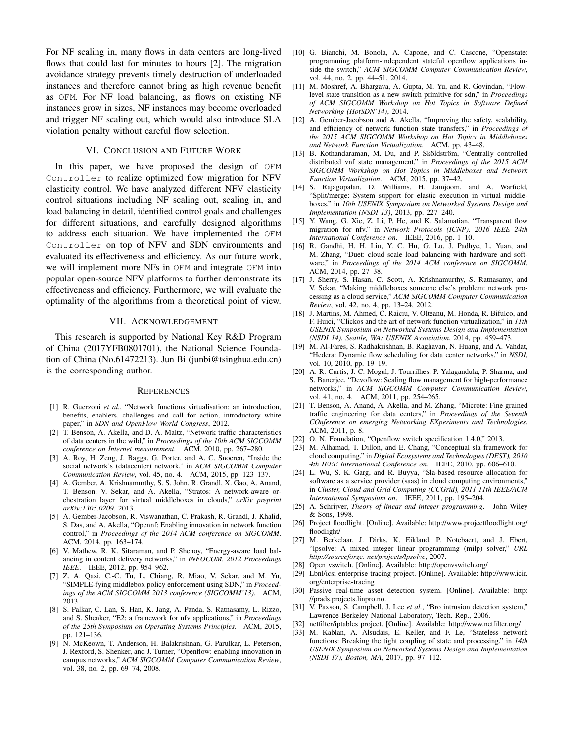For NF scaling in, many flows in data centers are long-lived flows that could last for minutes to hours [2]. The migration avoidance strategy prevents timely destruction of underloaded instances and therefore cannot bring as high revenue benefit as `OFM`. For NF load balancing, as flows on existing NF instances grow in sizes, NF instances may become overloaded and trigger NF scaling out, which would also introduce SLA violation penalty without careful flow selection.

## VI. Conclusion and Future Work

In this paper, we have proposed the design of `OFM Controller` to realize optimized flow migration for NFV elasticity control. We have analyzed different NFV elasticity control situations including NF scaling out, scaling in, and load balancing in detail, identified control goals and challenges for different situations, and carefully designed algorithms to address each situation. We have implemented the `OFM Controller` on top of NFV and SDN environments and evaluated its effectiveness and efficiency. As our future work, we will implement more NFs in `OFM` and integrate `OFM` into popular open-source NFV platforms to further demonstrate its effectiveness and efficiency. Furthermore, we will evaluate the optimality of the algorithms from a theoretical point of view.

## VII. Acknowledgement

This research is supported by National Key R&D Program of China (2017YFB0801701), the National Science Foundation of China (No.61472213). Jun Bi (junbi@tsinghua.edu.cn) is the corresponding author.

## References

[1] R. Guerzoni *et al.*, "Network functions virtualisation: an introduction, benefits, enablers, challenges and call for action, introductory white paper," in *SDN and OpenFlow World Congress*, 2012.

[2] T. Benson, A. Akella, and D. A. Maltz, "Network traffic characteristics of data centers in the wild," in *Proceedings of the 10th ACM SIGCOMM conference on Internet measurement*. ACM, 2010, pp. 267–280.

[3] A. Roy, H. Zeng, J. Bagga, G. Porter, and A. C. Snoeren, "Inside the social network's (datacenter) network," in *ACM SIGCOMM Computer Communication Review*, vol. 45, no. 4. ACM, 2015, pp. 123–137.

[4] A. Gember, A. Krishnamurthy, S. S. John, R. Grandl, X. Gao, A. Anand, T. Benson, V. Sekar, and A. Akella, "Stratos: A network-aware orchestration layer for virtual middleboxes in clouds," *arXiv preprint arXiv:1305.0209*, 2013.

[5] A. Gember-Jacobson, R. Viswanathan, C. Prakash, R. Grandl, J. Khalid, S. Das, and A. Akella, "Opennf: Enabling innovation in network function control," in *Proceedings of the 2014 ACM conference on SIGCOMM*. ACM, 2014, pp. 163–174.

[6] V. Mathew, R. K. Sitaraman, and P. Shenoy, "Energy-aware load balancing in content delivery networks," in *INFOCOM, 2012 Proceedings IEEE*. IEEE, 2012, pp. 954–962.

[7] Z. A. Qazi, C.-C. Tu, L. Chiang, R. Miao, V. Sekar, and M. Yu, "SIMPLE-fying middlebox policy enforcement using SDN," in *Proceedings of the ACM SIGCOMM 2013 conference (SIGCOMM'13)*. ACM, 2013.

[8] S. Palkar, C. Lan, S. Han, K. Jang, A. Panda, S. Ratnasamy, L. Rizzo, and S. Shenker, "E2: a framework for nfv applications," in *Proceedings of the 25th Symposium on Operating Systems Principles*. ACM, 2015, pp. 121–136.

[9] N. McKeown, T. Anderson, H. Balakrishnan, G. Parulkar, L. Peterson, J. Rexford, S. Shenker, and J. Turner, "Openflow: enabling innovation in campus networks," *ACM SIGCOMM Computer Communication Review*, vol. 38, no. 2, pp. 69–74, 2008.

[10] G. Bianchi, M. Bonola, A. Capone, and C. Cascone, "Openstate: programming platform-independent stateful openflow applications inside the switch," *ACM SIGCOMM Computer Communication Review*, vol. 44, no. 2, pp. 44–51, 2014.

[11] M. Moshref, A. Bhargava, A. Gupta, M. Yu, and R. Govindan, "Flow-level state transition as a new switch primitive for sdn," in *Proceedings of ACM SIGCOMM Workshop on Hot Topics in Software Defined Networking (HotSDN'14)*, 2014.

[12] A. Gember-Jacobson and A. Akella, "Improving the safety, scalability, and efficiency of network function state transfers," in *Proceedings of the 2015 ACM SIGCOMM Workshop on Hot Topics in Middleboxes and Network Function Virtualization*. ACM, pp. 43–48.

[13] B. Kothandaraman, M. Du, and P. Sköldström, "Centrally controlled distributed vnf state management," in *Proceedings of the 2015 ACM SIGCOMM Workshop on Hot Topics in Middleboxes and Network Function Virtualization*. ACM, 2015, pp. 37–42.

[14] S. Rajagopalan, D. Williams, H. Jamjoom, and A. Warfield, "Split/merge: System support for elastic execution in virtual middleboxes," in *10th USENIX Symposium on Networked Systems Design and Implementation (NSDI 13)*, 2013, pp. 227–240.

[15] Y. Wang, G. Xie, Z. Li, P. He, and K. Salamatian, "Transparent flow migration for nfv," in *Network Protocols (ICNP), 2016 IEEE 24th International Conference on*. IEEE, 2016, pp. 1–10.

[16] R. Gandhi, H. H. Liu, Y. C. Hu, G. Lu, J. Padhye, L. Yuan, and M. Zhang, "Duet: cloud scale load balancing with hardware and software," in *Proceedings of the 2014 ACM conference on SIGCOMM*. ACM, 2014, pp. 27–38.

[17] J. Sherry, S. Hasan, C. Scott, A. Krishnamurthy, S. Ratnasamy, and V. Sekar, "Making middleboxes someone else's problem: network processing as a cloud service," *ACM SIGCOMM Computer Communication Review*, vol. 42, no. 4, pp. 13–24, 2012.

[18] J. Martins, M. Ahmed, C. Raiciu, V. Olteanu, M. Honda, R. Bifulco, and F. Huici, "Clickos and the art of network function virtualization," in *11th USENIX Symposium on Networked Systems Design and Implementation (NSDI 14). Seattle, WA: USENIX Association*, 2014, pp. 459–473.

[19] M. Al-Fares, S. Radhakrishnan, B. Raghavan, N. Huang, and A. Vahdat, "Hedera: Dynamic flow scheduling for data center networks." in *NSDI*, vol. 10, 2010, pp. 19–19.

[20] A. R. Curtis, J. C. Mogul, J. Tourrilhes, P. Yalagandula, P. Sharma, and S. Banerjee, "Devoflow: Scaling flow management for high-performance networks," in *ACM SIGCOMM Computer Communication Review*, vol. 41, no. 4. ACM, 2011, pp. 254–265.

[21] T. Benson, A. Anand, A. Akella, and M. Zhang, "Microte: Fine grained traffic engineering for data centers," in *Proceedings of the Seventh COnference on emerging Networking EXperiments and Technologies*. ACM, 2011, p. 8.

[22] O. N. Foundation, "Openflow switch specification 1.4.0," 2013.

[23] M. Alhamad, T. Dillon, and E. Chang, "Conceptual sla framework for cloud computing," in *Digital Ecosystems and Technologies (DEST), 2010 4th IEEE International Conference on*. IEEE, 2010, pp. 606–610.

[24] L. Wu, S. K. Garg, and R. Buyya, "Sla-based resource allocation for software as a service provider (saas) in cloud computing environments," in *Cluster, Cloud and Grid Computing (CCGrid), 2011 11th IEEE/ACM International Symposium on*. IEEE, 2011, pp. 195–204.

[25] A. Schrijver, *Theory of linear and integer programming*. John Wiley & Sons, 1998.

[26] Project floodlight. [Online]. Available: http://www.projectfloodlight.org/floodlight/

[27] M. Berkelaar, J. Dirks, K. Eikland, P. Notebaert, and J. Ebert, "lpsolve: A mixed integer linear programming (milp) solver," *URL http://sourceforge. net/projects/lpsolve*, 2007.

[28] Open vswitch. [Online]. Available: http://openvswitch.org/

[29] Lbnl/icsi enterprise tracing project. [Online]. Available: http://www.icir.org/enterprise-tracing

[30] Passive real-time asset detection system. [Online]. Available: http://prads.projects.linpro.no.

[31] V. Paxson, S. Campbell, J. Lee *et al.*, "Bro intrusion detection system," Lawrence Berkeley National Laboratory, Tech. Rep., 2006.

[32] netfilter/iptables project. [Online]. Available: http://www.netfilter.org/

[33] M. Kablan, A. Alsudais, E. Keller, and F. Le, "Stateless network functions: Breaking the tight coupling of state and processing," in *14th USENIX Symposium on Networked Systems Design and Implementation (NSDI 17), Boston, MA*, 2017, pp. 97–112.